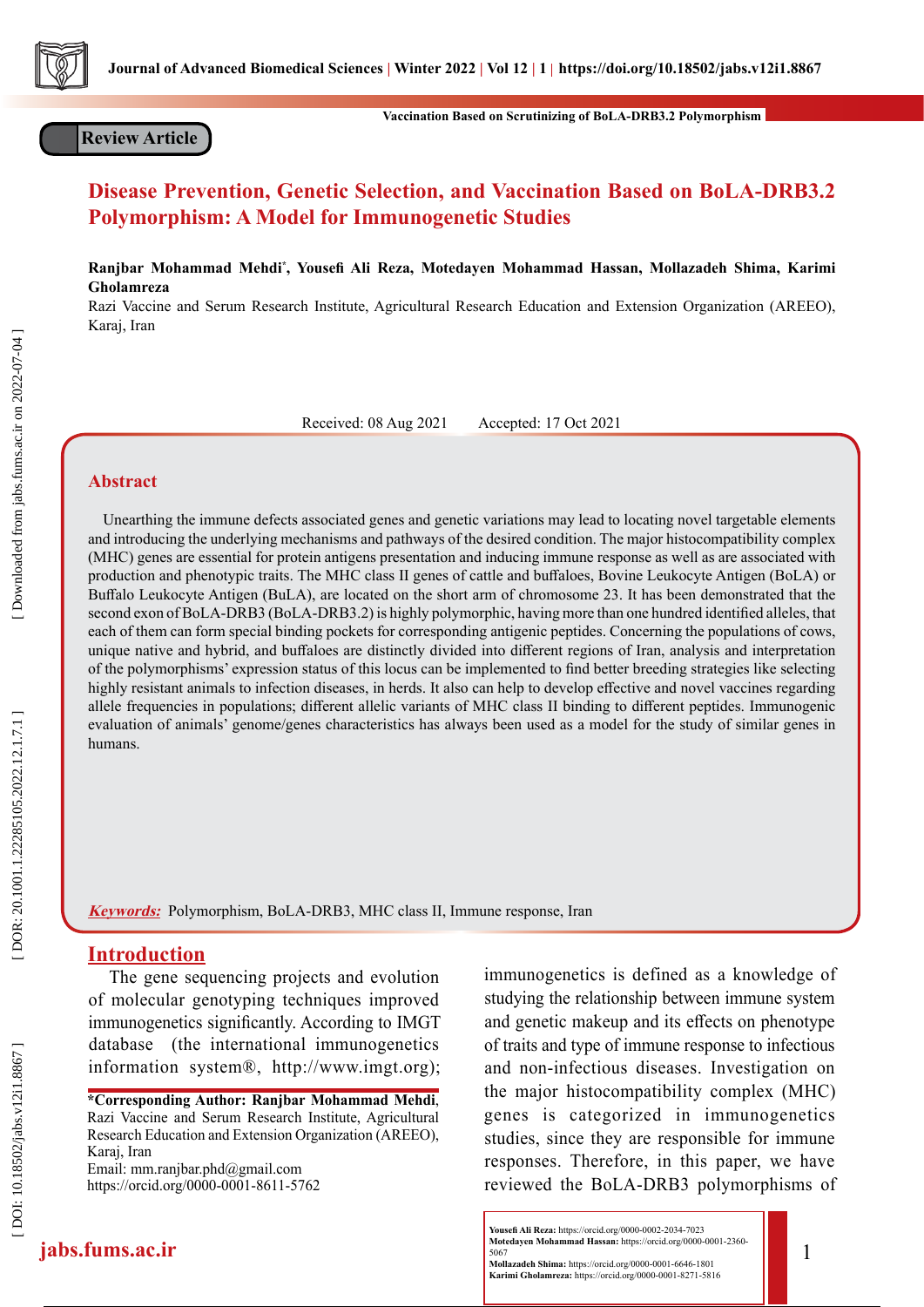Review Article

# Disease Prevention, Genetic Selection, and Vaccination Based on BoLA-DRB3.2 Polymorphism: A Model for Immunogenetic Studies

**Ranjbar Mohammad Mehdi*, Yousefi Ali Reza, Motedayen Mohammad Hassan, Mollazadeh Shima, Karimi Gholamreza**

Razi Vaccine and Serum Research Institute, Agricultural Research Education and Extension Organization (AREEO), Karaj, Iran

Received: 08 Aug 2021    Accepted: 17 Oct 2021

## Abstract

Unearthing the immune defects associated genes and genetic variations may lead to locating novel targetable elements and introducing the underlying mechanisms and pathways of the desired condition. The major histocompatibility complex (MHC) genes are essential for protein antigens presentation and inducing immune response as well as are associated with production and phenotypic traits. The MHC class II genes of cattle and buffaloes, Bovine Leukocyte Antigen (BoLA) or Buffalo Leukocyte Antigen (BuLA), are located on the short arm of chromosome 23. It has been demonstrated that the second exon of BoLA-DRB3 (BoLA-DRB3.2) is highly polymorphic, having more than one hundred identified alleles, that each of them can form special binding pockets for corresponding antigenic peptides. Concerning the populations of cows, unique native and hybrid, and buffaloes are distinctly divided into different regions of Iran, analysis and interpretation of the polymorphisms' expression status of this locus can be implemented to find better breeding strategies like selecting highly resistant animals to infection diseases, in herds. It also can help to develop effective and novel vaccines regarding allele frequencies in populations; different allelic variants of MHC class II binding to different peptides. Immunogenic evaluation of animals' genome/genes characteristics has always been used as a model for the study of similar genes in humans.

***Keywords:*** Polymorphism, BoLA-DRB3, MHC class II, Immune response, Iran

## Introduction

The gene sequencing projects and evolution of molecular genotyping techniques improved immunogenetics significantly. According to IMGT database (the international immunogenetics information system®, http://www.imgt.org); immunogenetics is defined as a knowledge of studying the relationship between immune system and genetic makeup and its effects on phenotype of traits and type of immune response to infectious and non-infectious diseases. Investigation on the major histocompatibility complex (MHC) genes is categorized in immunogenetics studies, since they are responsible for immune responses. Therefore, in this paper, we have reviewed the BoLA-DRB3 polymorphisms of

**\*Corresponding Author: Ranjbar Mohammad Mehdi**, Razi Vaccine and Serum Research Institute, Agricultural Research Education and Extension Organization (AREEO), Karaj, Iran
Email: mm.ranjbar.phd@gmail.com
https://orcid.org/0000-0001-8611-5762

**Yousefi Ali Reza:** https://orcid.org/0000-0002-2034-7023
**Motedayen Mohammad Hassan:** https://orcid.org/0000-0001-2360-5067
**Mollazadeh Shima:** https://orcid.org/0000-0001-6646-1801
**Karimi Gholamreza:** https://orcid.org/0000-0001-8271-5816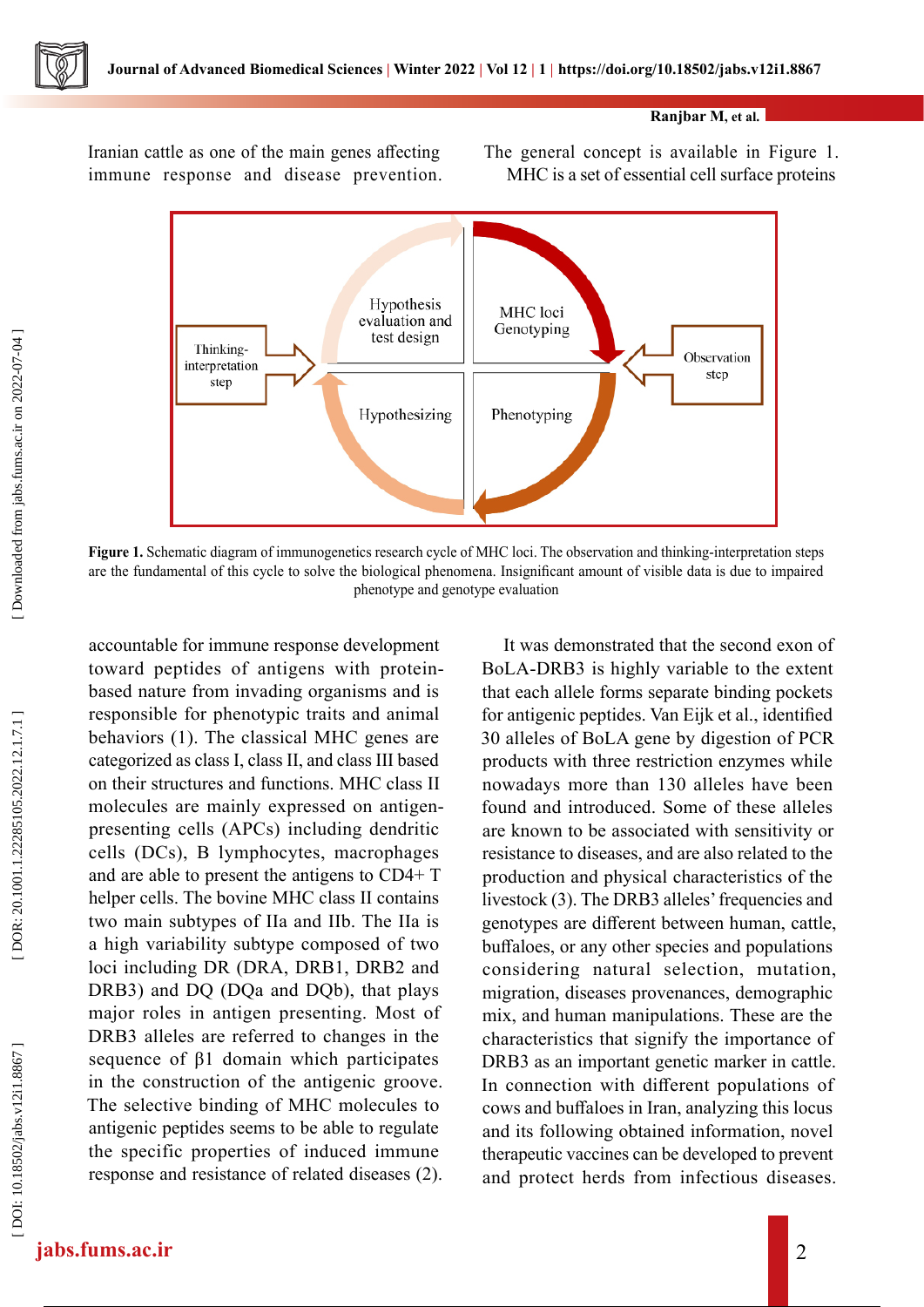Iranian cattle as one of the main genes affecting immune response and disease prevention. The general concept is available in Figure 1. MHC is a set of essential cell surface proteins accountable for immune response development toward peptides of antigens with protein-based nature from invading organisms and is responsible for phenotypic traits and animal behaviors (1). The classical MHC genes are categorized as class I, class II, and class III based on their structures and functions. MHC class II molecules are mainly expressed on antigen-presenting cells (APCs) including dendritic cells (DCs), B lymphocytes, macrophages and are able to present the antigens to CD4+ T helper cells. The bovine MHC class II contains two main subtypes of IIa and IIb. The IIa is a high variability subtype composed of two loci including DR (DRA, DRB1, DRB2 and DRB3) and DQ (DQa and DQb), that plays major roles in antigen presenting. Most of DRB3 alleles are referred to changes in the sequence of β1 domain which participates in the construction of the antigenic groove. The selective binding of MHC molecules to antigenic peptides seems to be able to regulate the specific properties of induced immune response and resistance of related diseases (2).

Thinking-interpretation step | Hypothesis evaluation and test design | MHC loci Genotyping | Observation step | Hypothesizing | Phenotyping

**Figure 1.** Schematic diagram of immunogenetics research cycle of MHC loci. The observation and thinking-interpretation steps are the fundamental of this cycle to solve the biological phenomena. Insignificant amount of visible data is due to impaired phenotype and genotype evaluation

It was demonstrated that the second exon of BoLA-DRB3 is highly variable to the extent that each allele forms separate binding pockets for antigenic peptides. Van Eijk et al., identified 30 alleles of BoLA gene by digestion of PCR products with three restriction enzymes while nowadays more than 130 alleles have been found and introduced. Some of these alleles are known to be associated with sensitivity or resistance to diseases, and are also related to the production and physical characteristics of the livestock (3). The DRB3 alleles' frequencies and genotypes are different between human, cattle, buffaloes, or any other species and populations considering natural selection, mutation, migration, diseases provenances, demographic mix, and human manipulations. These are the characteristics that signify the importance of DRB3 as an important genetic marker in cattle. In connection with different populations of cows and buffaloes in Iran, analyzing this locus and its following obtained information, novel therapeutic vaccines can be developed to prevent and protect herds from infectious diseases.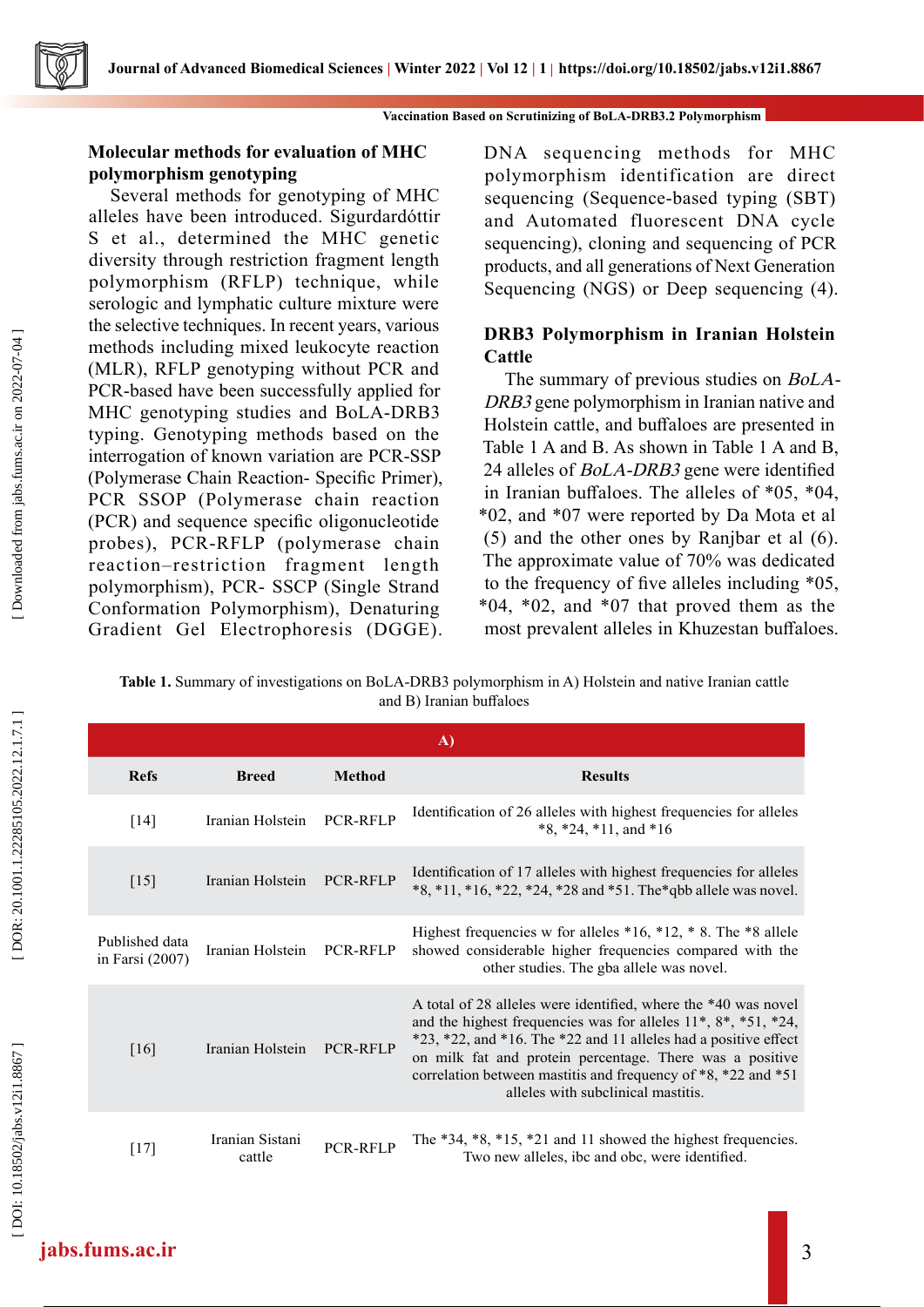## Molecular methods for evaluation of MHC polymorphism genotyping

Several methods for genotyping of MHC alleles have been introduced. Sigurdardóttir S et al., determined the MHC genetic diversity through restriction fragment length polymorphism (RFLP) technique, while serologic and lymphatic culture mixture were the selective techniques. In recent years, various methods including mixed leukocyte reaction (MLR), RFLP genotyping without PCR and PCR-based have been successfully applied for MHC genotyping studies and BoLA-DRB3 typing. Genotyping methods based on the interrogation of known variation are PCR-SSP (Polymerase Chain Reaction- Specific Primer), PCR SSOP (Polymerase chain reaction (PCR) and sequence specific oligonucleotide probes), PCR-RFLP (polymerase chain reaction–restriction fragment length polymorphism), PCR- SSCP (Single Strand Conformation Polymorphism), Denaturing Gradient Gel Electrophoresis (DGGE). DNA sequencing methods for MHC polymorphism identification are direct sequencing (Sequence-based typing (SBT) and Automated fluorescent DNA cycle sequencing), cloning and sequencing of PCR products, and all generations of Next Generation Sequencing (NGS) or Deep sequencing (4).

## DRB3 Polymorphism in Iranian Holstein Cattle

The summary of previous studies on *BoLA-DRB3* gene polymorphism in Iranian native and Holstein cattle, and buffaloes are presented in Table 1 A and B. As shown in Table 1 A and B, 24 alleles of *BoLA-DRB3* gene were identified in Iranian buffaloes. The alleles of *05, *04, *02, and *07 were reported by Da Mota et al (5) and the other ones by Ranjbar et al (6). The approximate value of 70% was dedicated to the frequency of five alleles including *05, *04, *02, and *07 that proved them as the most prevalent alleles in Khuzestan buffaloes.

**Table 1.** Summary of investigations on BoLA-DRB3 polymorphism in A) Holstein and native Iranian cattle and B) Iranian buffaloes

| A) | | | |
|---|---|---|---|
| **Refs** | **Breed** | **Method** | **Results** |
| [14] | Iranian Holstein | PCR-RFLP | Identification of 26 alleles with highest frequencies for alleles *8, *24, *11, and *16 |
| [15] | Iranian Holstein | PCR-RFLP | Identification of 17 alleles with highest frequencies for alleles *8, *11, *16, *22, *24, *28 and *51. The*qbb allele was novel. |
| Published data in Farsi (2007) | Iranian Holstein | PCR-RFLP | Highest frequencies w for alleles *16, *12, * 8. The *8 allele showed considerable higher frequencies compared with the other studies. The gba allele was novel. |
| [16] | Iranian Holstein | PCR-RFLP | A total of 28 alleles were identified, where the *40 was novel and the highest frequencies was for alleles 11*, 8*, *51, *24, *23, *22, and *16. The *22 and 11 alleles had a positive effect on milk fat and protein percentage. There was a positive correlation between mastitis and frequency of *8, *22 and *51 alleles with subclinical mastitis. |
| [17] | Iranian Sistani cattle | PCR-RFLP | The *34, *8, *15, *21 and 11 showed the highest frequencies. Two new alleles, ibc and obc, were identified. |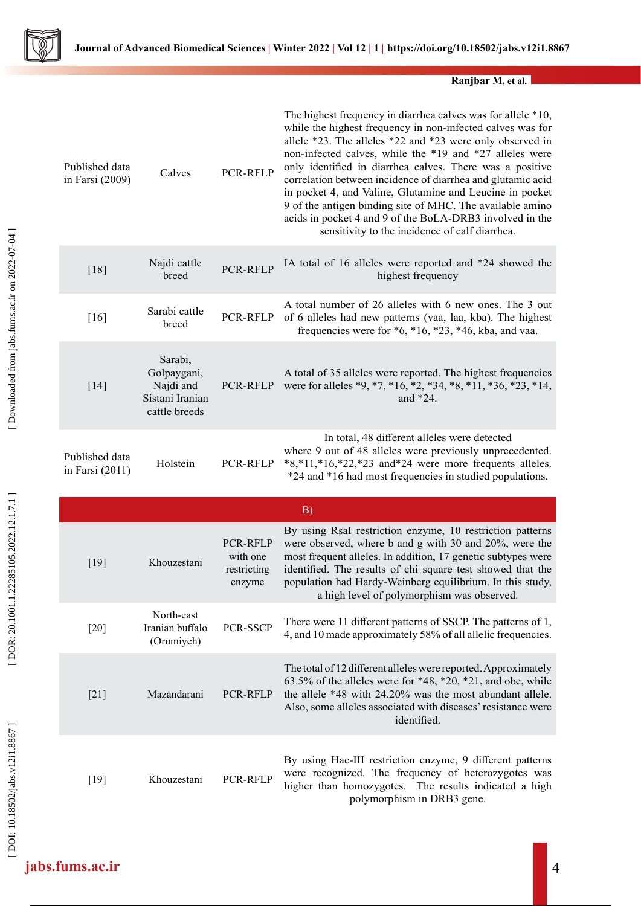| | | | |
|---|---|---|---|
| Published data in Farsi (2009) | Calves | PCR-RFLP | The highest frequency in diarrhea calves was for allele *10, while the highest frequency in non-infected calves was for allele *23. The alleles *22 and *23 were only observed in non-infected calves, while the *19 and *27 alleles were only identified in diarrhea calves. There was a positive correlation between incidence of diarrhea and glutamic acid in pocket 4, and Valine, Glutamine and Leucine in pocket 9 of the antigen binding site of MHC. The available amino acids in pocket 4 and 9 of the BoLA-DRB3 involved in the sensitivity to the incidence of calf diarrhea. |
| [18] | Najdi cattle breed | PCR-RFLP | IA total of 16 alleles were reported and *24 showed the highest frequency |
| [16] | Sarabi cattle breed | PCR-RFLP | A total number of 26 alleles with 6 new ones. The 3 out of 6 alleles had new patterns (vaa, laa, kba). The highest frequencies were for *6, *16, *23, *46, kba, and vaa. |
| [14] | Sarabi, Golpaygani, Najdi and Sistani Iranian cattle breeds | PCR-RFLP | A total of 35 alleles were reported. The highest frequencies were for alleles *9, *7, *16, *2, *34, *8, *11, *36, *23, *14, and *24. |
| Published data in Farsi (2011) | Holstein | PCR-RFLP | In total, 48 different alleles were detected where 9 out of 48 alleles were previously unprecedented. *8,*11,*16,*22,*23 and*24 were more frequents alleles. *24 and *16 had most frequencies in studied populations. |
| **B)** | | | |
| [19] | Khouzestani | PCR-RFLP with one restricting enzyme | By using RsaI restriction enzyme, 10 restriction patterns were observed, where b and g with 30 and 20%, were the most frequent alleles. In addition, 17 genetic subtypes were identified. The results of chi square test showed that the population had Hardy-Weinberg equilibrium. In this study, a high level of polymorphism was observed. |
| [20] | North-east Iranian buffalo (Orumiyeh) | PCR-SSCP | There were 11 different patterns of SSCP. The patterns of 1, 4, and 10 made approximately 58% of all allelic frequencies. |
| [21] | Mazandarani | PCR-RFLP | The total of 12 different alleles were reported. Approximately 63.5% of the alleles were for *48, *20, *21, and obe, while the allele *48 with 24.20% was the most abundant allele. Also, some alleles associated with diseases' resistance were identified. |
| [19] | Khouzestani | PCR-RFLP | By using Hae-III restriction enzyme, 9 different patterns were recognized. The frequency of heterozygotes was higher than homozygotes. The results indicated a high polymorphism in DRB3 gene. |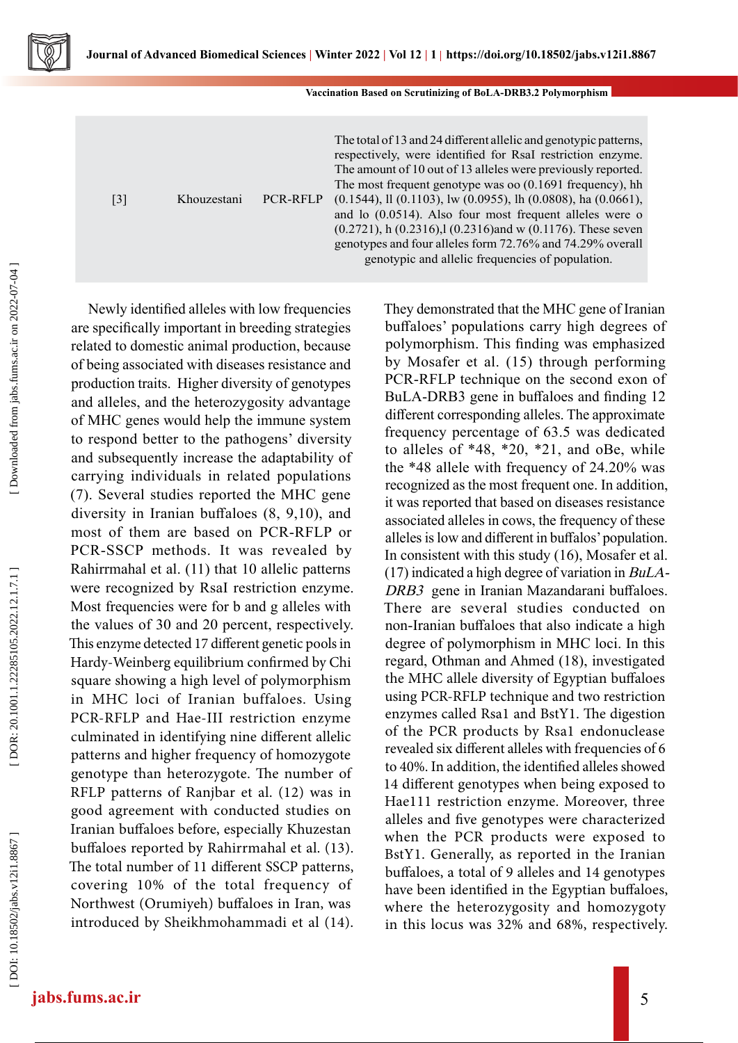| [3] | Khouzestani | PCR-RFLP | The total of 13 and 24 different allelic and genotypic patterns, respectively, were identified for RsaI restriction enzyme. The amount of 10 out of 13 alleles were previously reported. The most frequent genotype was oo (0.1691 frequency), hh (0.1544), ll (0.1103), lw (0.0955), lh (0.0808), ha (0.0661), and lo (0.0514). Also four most frequent alleles were o (0.2721), h (0.2316),l (0.2316)and w (0.1176). These seven genotypes and four alleles form 72.76% and 74.29% overall genotypic and allelic frequencies of population. |
|---|---|---|---|

Newly identified alleles with low frequencies are specifically important in breeding strategies related to domestic animal production, because of being associated with diseases resistance and production traits. Higher diversity of genotypes and alleles, and the heterozygosity advantage of MHC genes would help the immune system to respond better to the pathogens' diversity and subsequently increase the adaptability of carrying individuals in related populations (7). Several studies reported the MHC gene diversity in Iranian buffaloes (8, 9,10), and most of them are based on PCR-RFLP or PCR-SSCP methods. It was revealed by Rahirrmahal et al. (11) that 10 allelic patterns were recognized by RsaI restriction enzyme. Most frequencies were for b and g alleles with the values of 30 and 20 percent, respectively. This enzyme detected 17 different genetic pools in Hardy-Weinberg equilibrium confirmed by Chi square showing a high level of polymorphism in MHC loci of Iranian buffaloes. Using PCR-RFLP and Hae-III restriction enzyme culminated in identifying nine different allelic patterns and higher frequency of homozygote genotype than heterozygote. The number of RFLP patterns of Ranjbar et al. (12) was in good agreement with conducted studies on Iranian buffaloes before, especially Khuzestan buffaloes reported by Rahirrmahal et al. (13). The total number of 11 different SSCP patterns, covering 10% of the total frequency of Northwest (Orumiyeh) buffaloes in Iran, was introduced by Sheikhmohammadi et al (14). They demonstrated that the MHC gene of Iranian buffaloes' populations carry high degrees of polymorphism. This finding was emphasized by Mosafer et al. (15) through performing PCR-RFLP technique on the second exon of BuLA-DRB3 gene in buffaloes and finding 12 different corresponding alleles. The approximate frequency percentage of 63.5 was dedicated to alleles of *48, *20, *21, and oBe, while the *48 allele with frequency of 24.20% was recognized as the most frequent one. In addition, it was reported that based on diseases resistance associated alleles in cows, the frequency of these alleles is low and different in buffalos' population. In consistent with this study (16), Mosafer et al. (17) indicated a high degree of variation in *BuLA-DRB3* gene in Iranian Mazandarani buffaloes. There are several studies conducted on non-Iranian buffaloes that also indicate a high degree of polymorphism in MHC loci. In this regard, Othman and Ahmed (18), investigated the MHC allele diversity of Egyptian buffaloes using PCR-RFLP technique and two restriction enzymes called Rsa1 and BstY1. The digestion of the PCR products by Rsa1 endonuclease revealed six different alleles with frequencies of 6 to 40%. In addition, the identified alleles showed 14 different genotypes when being exposed to Hae111 restriction enzyme. Moreover, three alleles and five genotypes were characterized when the PCR products were exposed to BstY1. Generally, as reported in the Iranian buffaloes, a total of 9 alleles and 14 genotypes have been identified in the Egyptian buffaloes, where the heterozygosity and homozygoty in this locus was 32% and 68%, respectively.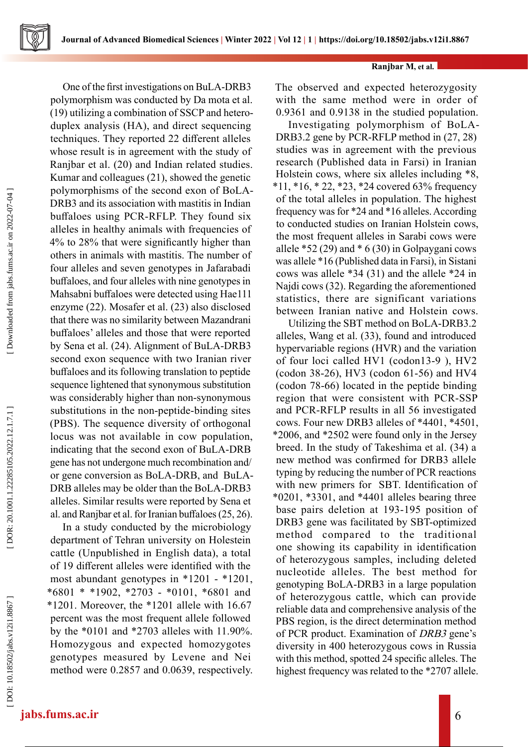One of the first investigations on BuLA-DRB3 polymorphism was conducted by Da mota et al. (19) utilizing a combination of SSCP and heteroduplex analysis (HA), and direct sequencing techniques. They reported 22 different alleles whose result is in agreement with the study of Ranjbar et al. (20) and Indian related studies. Kumar and colleagues (21), showed the genetic polymorphisms of the second exon of BoLA-DRB3 and its association with mastitis in Indian buffaloes using PCR-RFLP. They found six alleles in healthy animals with frequencies of 4% to 28% that were significantly higher than others in animals with mastitis. The number of four alleles and seven genotypes in Jafarabadi buffaloes, and four alleles with nine genotypes in Mahsabni buffaloes were detected using Hae111 enzyme (22). Mosafer et al. (23) also disclosed that there was no similarity between Mazandrani buffaloes' alleles and those that were reported by Sena et al. (24). Alignment of BuLA-DRB3 second exon sequence with two Iranian river buffaloes and its following translation to peptide sequence lightened that synonymous substitution was considerably higher than non-synonymous substitutions in the non-peptide-binding sites (PBS). The sequence diversity of orthogonal locus was not available in cow population, indicating that the second exon of BuLA-DRB gene has not undergone much recombination and/or gene conversion as BoLA-DRB, and BuLA-DRB alleles may be older than the BoLA-DRB3 alleles. Similar results were reported by Sena et al. and Ranjbar et al. for Iranian buffaloes (25, 26).

In a study conducted by the microbiology department of Tehran university on Holestein cattle (Unpublished in English data), a total of 19 different alleles were identified with the most abundant genotypes in *1201 - *1201, *6801 * *1902, *2703 - *0101, *6801 and *1201. Moreover, the *1201 allele with 16.67 percent was the most frequent allele followed by the *0101 and *2703 alleles with 11.90%. Homozygous and expected homozygotes genotypes measured by Levene and Nei method were 0.2857 and 0.0639, respectively. The observed and expected heterozygosity with the same method were in order of 0.9361 and 0.9138 in the studied population.

Investigating polymorphism of BoLA-DRB3.2 gene by PCR-RFLP method in (27, 28) studies was in agreement with the previous research (Published data in Farsi) in Iranian Holstein cows, where six alleles including *8, *11, *16, * 22, *23, *24 covered 63% frequency of the total alleles in population. The highest frequency was for *24 and *16 alleles. According to conducted studies on Iranian Holstein cows, the most frequent alleles in Sarabi cows were allele *52 (29) and * 6 (30) in Golpaygani cows was allele *16 (Published data in Farsi), in Sistani cows was allele *34 (31) and the allele *24 in Najdi cows (32). Regarding the aforementioned statistics, there are significant variations between Iranian native and Holstein cows.

Utilizing the SBT method on BoLA-DRB3.2 alleles, Wang et al. (33), found and introduced hypervariable regions (HVR) and the variation of four loci called HV1 (codon13-9 ), HV2 (codon 38-26), HV3 (codon 61-56) and HV4 (codon 78-66) located in the peptide binding region that were consistent with PCR-SSP and PCR-RFLP results in all 56 investigated cows. Four new DRB3 alleles of *4401, *4501, *2006, and *2502 were found only in the Jersey breed. In the study of Takeshima et al. (34) a new method was confirmed for DRB3 allele typing by reducing the number of PCR reactions with new primers for SBT. Identification of *0201, *3301, and *4401 alleles bearing three base pairs deletion at 193-195 position of DRB3 gene was facilitated by SBT-optimized method compared to the traditional one showing its capability in identification of heterozygous samples, including deleted nucleotide alleles. The best method for genotyping BoLA-DRB3 in a large population of heterozygous cattle, which can provide reliable data and comprehensive analysis of the PBS region, is the direct determination method of PCR product. Examination of *DRB3* gene's diversity in 400 heterozygous cows in Russia with this method, spotted 24 specific alleles. The highest frequency was related to the *2707 allele.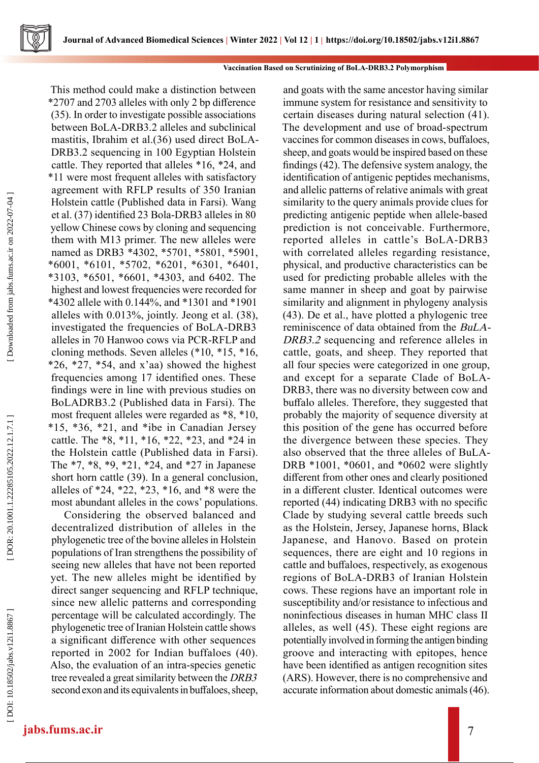This method could make a distinction between *2707 and 2703 alleles with only 2 bp difference (35). In order to investigate possible associations between BoLA-DRB3.2 alleles and subclinical mastitis, Ibrahim et al.(36) used direct BoLA-DRB3.2 sequencing in 100 Egyptian Holstein cattle. They reported that alleles *16, *24, and *11 were most frequent alleles with satisfactory agreement with RFLP results of 350 Iranian Holstein cattle (Published data in Farsi). Wang et al. (37) identified 23 Bola-DRB3 alleles in 80 yellow Chinese cows by cloning and sequencing them with M13 primer. The new alleles were named as DRB3 *4302, *5701, *5801, *5901, *6001, *6101, *5702, *6201, *6301, *6401, *3103, *6501, *6601, *4303, and 6402. The highest and lowest frequencies were recorded for *4302 allele with 0.144%, and *1301 and *1901 alleles with 0.013%, jointly. Jeong et al. (38), investigated the frequencies of BoLA-DRB3 alleles in 70 Hanwoo cows via PCR-RFLP and cloning methods. Seven alleles (*10, *15, *16, *26, *27, *54, and x'aa) showed the highest frequencies among 17 identified ones. These findings were in line with previous studies on BoLADRB3.2 (Published data in Farsi). The most frequent alleles were regarded as *8, *10, *15, *36, *21, and *ibe in Canadian Jersey cattle. The *8, *11, *16, *22, *23, and *24 in the Holstein cattle (Published data in Farsi). The *7, *8, *9, *21, *24, and *27 in Japanese short horn cattle (39). In a general conclusion, alleles of *24, *22, *23, *16, and *8 were the most abundant alleles in the cows' populations.

Considering the observed balanced and decentralized distribution of alleles in the phylogenetic tree of the bovine alleles in Holstein populations of Iran strengthens the possibility of seeing new alleles that have not been reported yet. The new alleles might be identified by direct sanger sequencing and RFLP technique, since new allelic patterns and corresponding percentage will be calculated accordingly. The phylogenetic tree of Iranian Holstein cattle shows a significant difference with other sequences reported in 2002 for Indian buffaloes (40). Also, the evaluation of an intra-species genetic tree revealed a great similarity between the *DRB3* second exon and its equivalents in buffaloes, sheep, and goats with the same ancestor having similar immune system for resistance and sensitivity to certain diseases during natural selection (41). The development and use of broad-spectrum vaccines for common diseases in cows, buffaloes, sheep, and goats would be inspired based on these findings (42). The defensive system analogy, the identification of antigenic peptides mechanisms, and allelic patterns of relative animals with great similarity to the query animals provide clues for predicting antigenic peptide when allele-based prediction is not conceivable. Furthermore, reported alleles in cattle's BoLA-DRB3 with correlated alleles regarding resistance, physical, and productive characteristics can be used for predicting probable alleles with the same manner in sheep and goat by pairwise similarity and alignment in phylogeny analysis (43). De et al., have plotted a phylogenic tree reminiscence of data obtained from the *BuLA-DRB3.2* sequencing and reference alleles in cattle, goats, and sheep. They reported that all four species were categorized in one group, and except for a separate Clade of BoLA-DRB3, there was no diversity between cow and buffalo alleles. Therefore, they suggested that probably the majority of sequence diversity at this position of the gene has occurred before the divergence between these species. They also observed that the three alleles of BuLA-DRB *1001, *0601, and *0602 were slightly different from other ones and clearly positioned in a different cluster. Identical outcomes were reported (44) indicating DRB3 with no specific Clade by studying several cattle breeds such as the Holstein, Jersey, Japanese horns, Black Japanese, and Hanovo. Based on protein sequences, there are eight and 10 regions in cattle and buffaloes, respectively, as exogenous regions of BoLA-DRB3 of Iranian Holstein cows. These regions have an important role in susceptibility and/or resistance to infectious and noninfectious diseases in human MHC class II alleles, as well (45). These eight regions are potentially involved in forming the antigen binding groove and interacting with epitopes, hence have been identified as antigen recognition sites (ARS). However, there is no comprehensive and accurate information about domestic animals (46).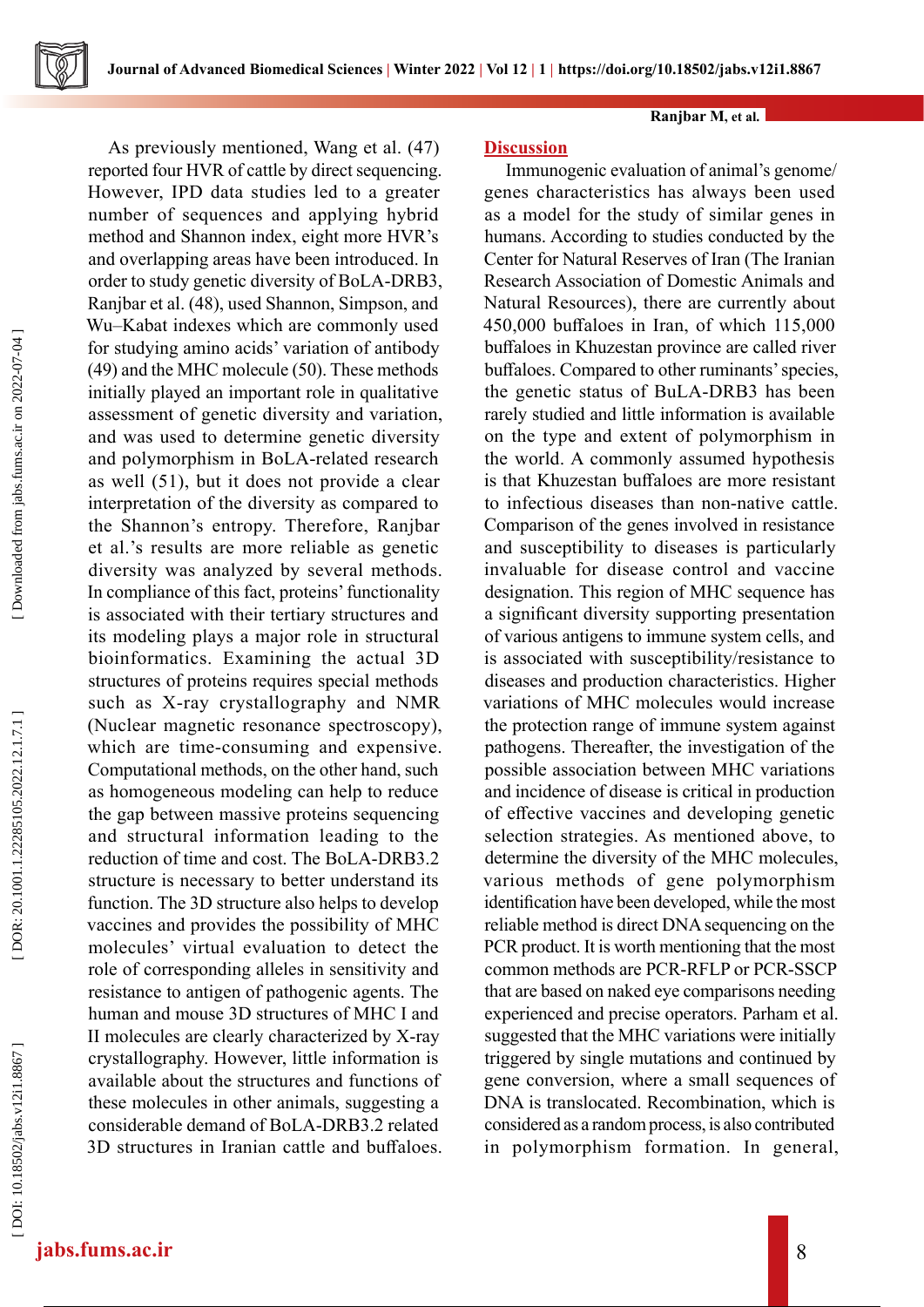As previously mentioned, Wang et al. (47) reported four HVR of cattle by direct sequencing. However, IPD data studies led to a greater number of sequences and applying hybrid method and Shannon index, eight more HVR's and overlapping areas have been introduced. In order to study genetic diversity of BoLA-DRB3, Ranjbar et al. (48), used Shannon, Simpson, and Wu–Kabat indexes which are commonly used for studying amino acids' variation of antibody (49) and the MHC molecule (50). These methods initially played an important role in qualitative assessment of genetic diversity and variation, and was used to determine genetic diversity and polymorphism in BoLA-related research as well (51), but it does not provide a clear interpretation of the diversity as compared to the Shannon's entropy. Therefore, Ranjbar et al.'s results are more reliable as genetic diversity was analyzed by several methods. In compliance of this fact, proteins' functionality is associated with their tertiary structures and its modeling plays a major role in structural bioinformatics. Examining the actual 3D structures of proteins requires special methods such as X-ray crystallography and NMR (Nuclear magnetic resonance spectroscopy), which are time-consuming and expensive. Computational methods, on the other hand, such as homogeneous modeling can help to reduce the gap between massive proteins sequencing and structural information leading to the reduction of time and cost. The BoLA-DRB3.2 structure is necessary to better understand its function. The 3D structure also helps to develop vaccines and provides the possibility of MHC molecules' virtual evaluation to detect the role of corresponding alleles in sensitivity and resistance to antigen of pathogenic agents. The human and mouse 3D structures of MHC I and II molecules are clearly characterized by X-ray crystallography. However, little information is available about the structures and functions of these molecules in other animals, suggesting a considerable demand of BoLA-DRB3.2 related 3D structures in Iranian cattle and buffaloes.

## Discussion

Immunogenic evaluation of animal's genome/genes characteristics has always been used as a model for the study of similar genes in humans. According to studies conducted by the Center for Natural Reserves of Iran (The Iranian Research Association of Domestic Animals and Natural Resources), there are currently about 450,000 buffaloes in Iran, of which 115,000 buffaloes in Khuzestan province are called river buffaloes. Compared to other ruminants' species, the genetic status of BuLA-DRB3 has been rarely studied and little information is available on the type and extent of polymorphism in the world. A commonly assumed hypothesis is that Khuzestan buffaloes are more resistant to infectious diseases than non-native cattle. Comparison of the genes involved in resistance and susceptibility to diseases is particularly invaluable for disease control and vaccine designation. This region of MHC sequence has a significant diversity supporting presentation of various antigens to immune system cells, and is associated with susceptibility/resistance to diseases and production characteristics. Higher variations of MHC molecules would increase the protection range of immune system against pathogens. Thereafter, the investigation of the possible association between MHC variations and incidence of disease is critical in production of effective vaccines and developing genetic selection strategies. As mentioned above, to determine the diversity of the MHC molecules, various methods of gene polymorphism identification have been developed, while the most reliable method is direct DNA sequencing on the PCR product. It is worth mentioning that the most common methods are PCR-RFLP or PCR-SSCP that are based on naked eye comparisons needing experienced and precise operators. Parham et al. suggested that the MHC variations were initially triggered by single mutations and continued by gene conversion, where a small sequences of DNA is translocated. Recombination, which is considered as a random process, is also contributed in polymorphism formation. In general,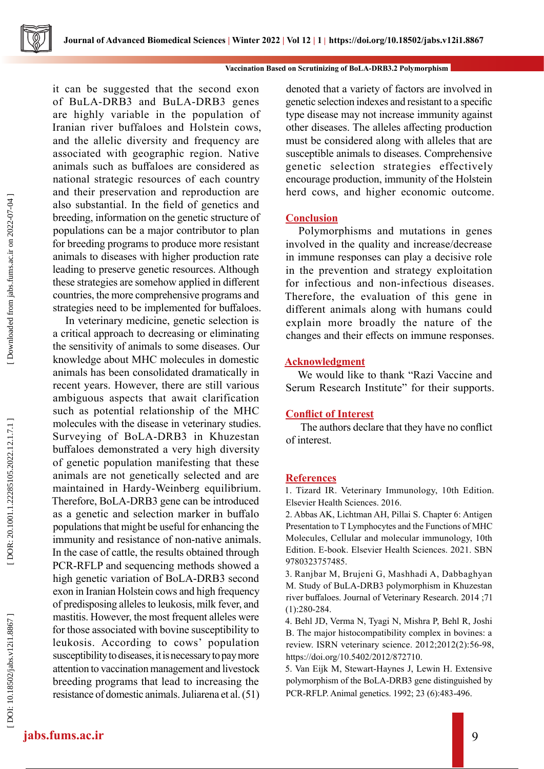it can be suggested that the second exon of BuLA-DRB3 and BuLA-DRB3 genes are highly variable in the population of Iranian river buffaloes and Holstein cows, and the allelic diversity and frequency are associated with geographic region. Native animals such as buffaloes are considered as national strategic resources of each country and their preservation and reproduction are also substantial. In the field of genetics and breeding, information on the genetic structure of populations can be a major contributor to plan for breeding programs to produce more resistant animals to diseases with higher production rate leading to preserve genetic resources. Although these strategies are somehow applied in different countries, the more comprehensive programs and strategies need to be implemented for buffaloes.

In veterinary medicine, genetic selection is a critical approach to decreasing or eliminating the sensitivity of animals to some diseases. Our knowledge about MHC molecules in domestic animals has been consolidated dramatically in recent years. However, there are still various ambiguous aspects that await clarification such as potential relationship of the MHC molecules with the disease in veterinary studies. Surveying of BoLA-DRB3 in Khuzestan buffaloes demonstrated a very high diversity of genetic population manifesting that these animals are not genetically selected and are maintained in Hardy-Weinberg equilibrium. Therefore, BoLA-DRB3 gene can be introduced as a genetic and selection marker in buffalo populations that might be useful for enhancing the immunity and resistance of non-native animals. In the case of cattle, the results obtained through PCR-RFLP and sequencing methods showed a high genetic variation of BoLA-DRB3 second exon in Iranian Holstein cows and high frequency of predisposing alleles to leukosis, milk fever, and mastitis. However, the most frequent alleles were for those associated with bovine susceptibility to leukosis. According to cows' population susceptibility to diseases, it is necessary to pay more attention to vaccination management and livestock breeding programs that lead to increasing the resistance of domestic animals. Juliarena et al. (51) denoted that a variety of factors are involved in genetic selection indexes and resistant to a specific type disease may not increase immunity against other diseases. The alleles affecting production must be considered along with alleles that are susceptible animals to diseases. Comprehensive genetic selection strategies effectively encourage production, immunity of the Holstein herd cows, and higher economic outcome.

## Conclusion

Polymorphisms and mutations in genes involved in the quality and increase/decrease in immune responses can play a decisive role in the prevention and strategy exploitation for infectious and non-infectious diseases. Therefore, the evaluation of this gene in different animals along with humans could explain more broadly the nature of the changes and their effects on immune responses.

## Acknowledgment

We would like to thank "Razi Vaccine and Serum Research Institute" for their supports.

## Conflict of Interest

The authors declare that they have no conflict of interest.

## References

1. Tizard IR. Veterinary Immunology, 10th Edition. Elsevier Health Sciences. 2016.
2. Abbas AK, Lichtman AH, Pillai S. Chapter 6: Antigen Presentation to T Lymphocytes and the Functions of MHC Molecules, Cellular and molecular immunology, 10th Edition. E-book. Elsevier Health Sciences. 2021. SBN 9780323757485.
3. Ranjbar M, Brujeni G, Mashhadi A, Dabbaghyan M. Study of BuLA-DRB3 polymorphism in Khuzestan river buffaloes. Journal of Veterinary Research. 2014 ;71 (1):280-284.
4. Behl JD, Verma N, Tyagi N, Mishra P, Behl R, Joshi B. The major histocompatibility complex in bovines: a review. ISRN veterinary science. 2012;2012(2):56-98, https://doi.org/10.5402/2012/872710.
5. Van Eijk M, Stewart-Haynes J, Lewin H. Extensive polymorphism of the BoLA-DRB3 gene distinguished by PCR-RFLP. Animal genetics. 1992; 23 (6):483-496.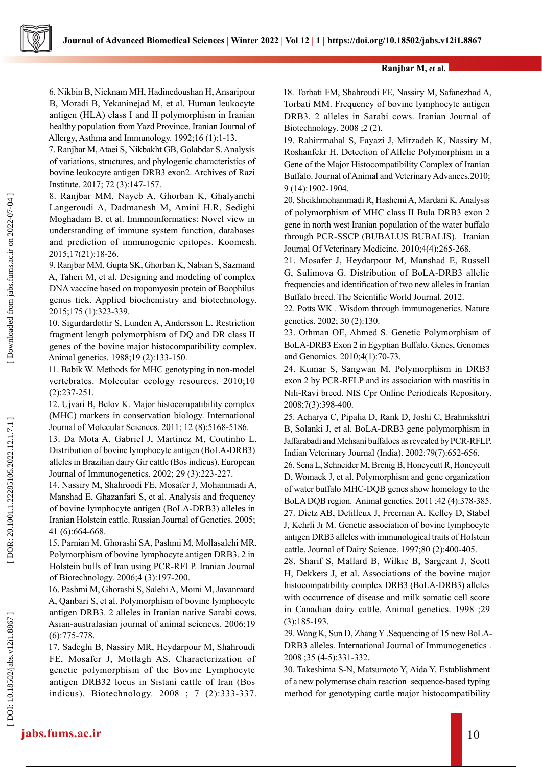6. Nikbin B, Nicknam MH, Hadinedoushan H, Ansaripour B, Moradi B, Yekaninejad M, et al. Human leukocyte antigen (HLA) class I and II polymorphism in Iranian healthy population from Yazd Province. Iranian Journal of Allergy, Asthma and Immunology. 1992;16 (1):1-13.

7. Ranjbar M, Ataei S, Nikbakht GB, Golabdar S. Analysis of variations, structures, and phylogenic characteristics of bovine leukocyte antigen DRB3 exon2. Archives of Razi Institute. 2017; 72 (3):147-157.

8. Ranjbar MM, Nayeb A, Ghorban K, Ghalyanchi Langeroudi A, Dadmanesh M, Amini H.R, Sedighi Moghadam B, et al. Immnoinformatics: Novel view in understanding of immune system function, databases and prediction of immunogenic epitopes. Koomesh. 2015;17(21):18-26.

9. Ranjbar MM, Gupta SK, Ghorban K, Nabian S, Sazmand A, Taheri M, et al. Designing and modeling of complex DNA vaccine based on tropomyosin protein of Boophilus genus tick. Applied biochemistry and biotechnology. 2015;175 (1):323-339.

10. Sigurdardottir S, Lunden A, Andersson L. Restriction fragment length polymorphism of DQ and DR class II genes of the bovine major histocompatibility complex. Animal genetics. 1988;19 (2):133-150.

11. Babik W. Methods for MHC genotyping in non-model vertebrates. Molecular ecology resources. 2010;10 (2):237-251.

12. Ujvari B, Belov K. Major histocompatibility complex (MHC) markers in conservation biology. International Journal of Molecular Sciences. 2011; 12 (8):5168-5186.

13. Da Mota A, Gabriel J, Martinez M, Coutinho L. Distribution of bovine lymphocyte antigen (BoLA-DRB3) alleles in Brazilian dairy Gir cattle (Bos indicus). European Journal of Immunogenetics. 2002; 29 (3):223-227.

14. Nassiry M, Shahroodi FE, Mosafer J, Mohammadi A, Manshad E, Ghazanfari S, et al. Analysis and frequency of bovine lymphocyte antigen (BoLA-DRB3) alleles in Iranian Holstein cattle. Russian Journal of Genetics. 2005; 41 (6):664-668.

15. Parnian M, Ghorashi SA, Pashmi M, Mollasalehi MR. Polymorphism of bovine lymphocyte antigen DRB3. 2 in Holstein bulls of Iran using PCR-RFLP. Iranian Journal of Biotechnology. 2006;4 (3):197-200.

16. Pashmi M, Ghorashi S, Salehi A, Moini M, Javanmard A, Qanbari S, et al. Polymorphism of bovine lymphocyte antigen DRB3. 2 alleles in Iranian native Sarabi cows. Asian-australasian journal of animal sciences. 2006;19 (6):775-778.

17. Sadeghi B, Nassiry MR, Heydarpour M, Shahroudi FE, Mosafer J, Motlagh AS. Characterization of genetic polymorphism of the Bovine Lymphocyte antigen DRB32 locus in Sistani cattle of Iran (Bos indicus). Biotechnology. 2008 ; 7 (2):333-337.

18. Torbati FM, Shahroudi FE, Nassiry M, Safanezhad A, Torbati MM. Frequency of bovine lymphocyte antigen DRB3. 2 alleles in Sarabi cows. Iranian Journal of Biotechnology. 2008 ;2 (2).

19. Rahirrmahal S, Fayazi J, Mirzadeh K, Nassiry M, Roshanfekr H. Detection of Allelic Polymorphism in a Gene of the Major Histocompatibility Complex of Iranian Buffalo. Journal of Animal and Veterinary Advances.2010; 9 (14):1902-1904.

20. Sheikhmohammadi R, Hashemi A, Mardani K. Analysis of polymorphism of MHC class II Bula DRB3 exon 2 gene in north west Iranian population of the water buffalo through PCR-SSCP (BUBALUS BUBALIS). Iranian Journal Of Veterinary Medicine. 2010;4(4):265-268.

21. Mosafer J, Heydarpour M, Manshad E, Russell G, Sulimova G. Distribution of BoLA-DRB3 allelic frequencies and identification of two new alleles in Iranian Buffalo breed. The Scientific World Journal. 2012.

22. Potts WK . Wisdom through immunogenetics. Nature genetics. 2002; 30 (2):130.

23. Othman OE, Ahmed S. Genetic Polymorphism of BoLA-DRB3 Exon 2 in Egyptian Buffalo. Genes, Genomes and Genomics. 2010;4(1):70-73.

24. Kumar S, Sangwan M. Polymorphism in DRB3 exon 2 by PCR-RFLP and its association with mastitis in Nili-Ravi breed. NIS Cpr Online Periodicals Repository. 2008;7(3):398-400.

25. Acharya C, Pipalia D, Rank D, Joshi C, Brahmkshtri B, Solanki J, et al. BoLA-DRB3 gene polymorphism in Jaffarabadi and Mehsani buffaloes as revealed by PCR-RFLP. Indian Veterinary Journal (India). 2002:79(7):652-656.

26. Sena L, Schneider M, Brenig B, Honeycutt R, Honeycutt D, Womack J, et al. Polymorphism and gene organization of water buffalo MHC-DQB genes show homology to the BoLA DQB region. Animal genetics. 2011 ;42 (4):378-385.

27. Dietz AB, Detilleux J, Freeman A, Kelley D, Stabel J, Kehrli Jr M. Genetic association of bovine lymphocyte antigen DRB3 alleles with immunological traits of Holstein cattle. Journal of Dairy Science. 1997;80 (2):400-405.

28. Sharif S, Mallard B, Wilkie B, Sargeant J, Scott H, Dekkers J, et al. Associations of the bovine major histocompatibility complex DRB3 (BoLA-DRB3) alleles with occurrence of disease and milk somatic cell score in Canadian dairy cattle. Animal genetics. 1998 ;29 (3):185-193.

29. Wang K, Sun D, Zhang Y .Sequencing of 15 new BoLA-DRB3 alleles. International Journal of Immunogenetics . 2008 ;35 (4-5):331-332.

30. Takeshima S-N, Matsumoto Y, Aida Y. Establishment of a new polymerase chain reaction–sequence-based typing method for genotyping cattle major histocompatibility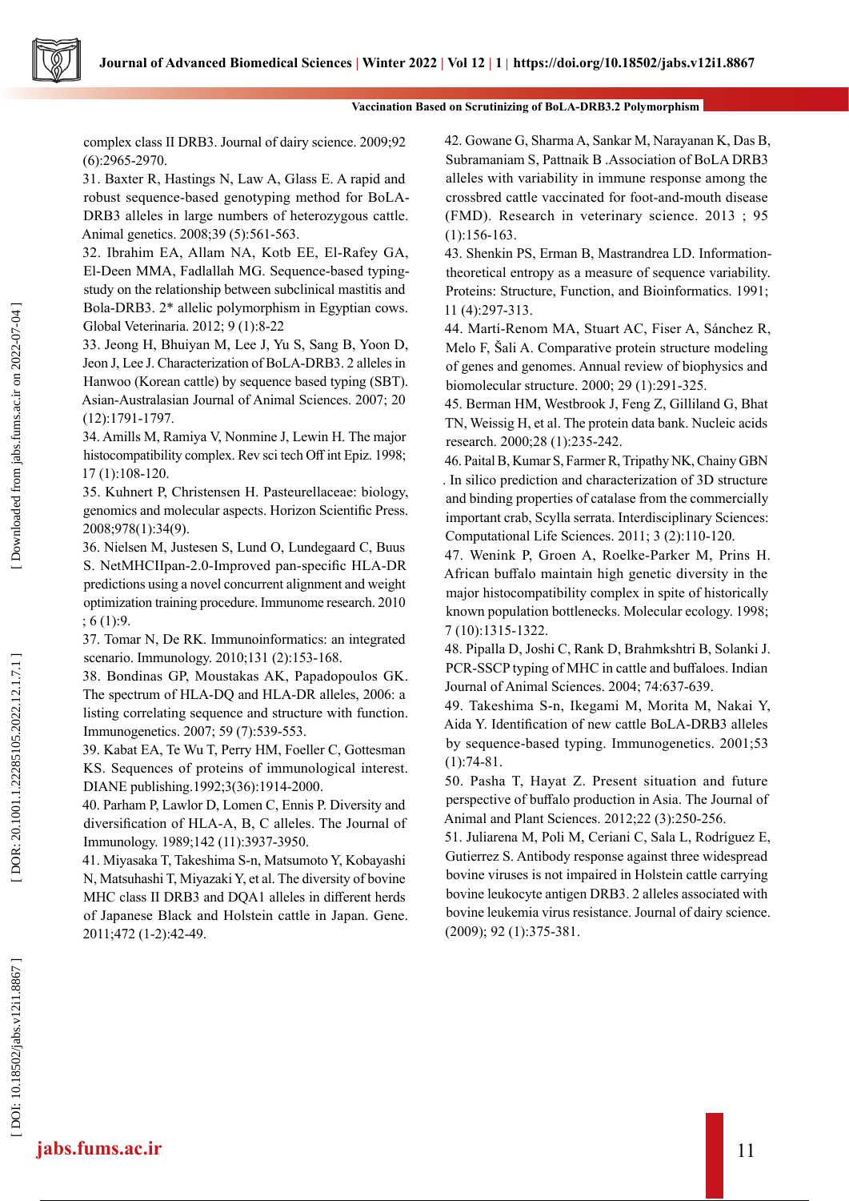complex class II DRB3. Journal of dairy science. 2009;92 (6):2965-2970.

31. Baxter R, Hastings N, Law A, Glass E. A rapid and robust sequence-based genotyping method for BoLA-DRB3 alleles in large numbers of heterozygous cattle. Animal genetics. 2008;39 (5):561-563.

32. Ibrahim EA, Allam NA, Kotb EE, El-Rafey GA, El-Deen MMA, Fadlallah MG. Sequence-based typing-study on the relationship between subclinical mastitis and Bola-DRB3. 2* allelic polymorphism in Egyptian cows. Global Veterinaria. 2012; 9 (1):8-22

33. Jeong H, Bhuiyan M, Lee J, Yu S, Sang B, Yoon D, Jeon J, Lee J. Characterization of BoLA-DRB3. 2 alleles in Hanwoo (Korean cattle) by sequence based typing (SBT). Asian-Australasian Journal of Animal Sciences. 2007; 20 (12):1791-1797.

34. Amills M, Ramiya V, Nonmine J, Lewin H. The major histocompatibility complex. Rev sci tech Off int Epiz. 1998; 17 (1):108-120.

35. Kuhnert P, Christensen H. Pasteurellaceae: biology, genomics and molecular aspects. Horizon Scientific Press. 2008;978(1):34(9).

36. Nielsen M, Justesen S, Lund O, Lundegaard C, Buus S. NetMHCIIpan-2.0-Improved pan-specific HLA-DR predictions using a novel concurrent alignment and weight optimization training procedure. Immunome research. 2010 ; 6 (1):9.

37. Tomar N, De RK. Immunoinformatics: an integrated scenario. Immunology. 2010;131 (2):153-168.

38. Bondinas GP, Moustakas AK, Papadopoulos GK. The spectrum of HLA-DQ and HLA-DR alleles, 2006: a listing correlating sequence and structure with function. Immunogenetics. 2007; 59 (7):539-553.

39. Kabat EA, Te Wu T, Perry HM, Foeller C, Gottesman KS. Sequences of proteins of immunological interest. DIANE publishing.1992;3(36):1914-2000.

40. Parham P, Lawlor D, Lomen C, Ennis P. Diversity and diversification of HLA-A, B, C alleles. The Journal of Immunology. 1989;142 (11):3937-3950.

41. Miyasaka T, Takeshima S-n, Matsumoto Y, Kobayashi N, Matsuhashi T, Miyazaki Y, et al. The diversity of bovine MHC class II DRB3 and DQA1 alleles in different herds of Japanese Black and Holstein cattle in Japan. Gene. 2011;472 (1-2):42-49.

42. Gowane G, Sharma A, Sankar M, Narayanan K, Das B, Subramaniam S, Pattnaik B .Association of BoLA DRB3 alleles with variability in immune response among the crossbred cattle vaccinated for foot-and-mouth disease (FMD). Research in veterinary science. 2013 ; 95 (1):156-163.

43. Shenkin PS, Erman B, Mastrandrea LD. Information-theoretical entropy as a measure of sequence variability. Proteins: Structure, Function, and Bioinformatics. 1991; 11 (4):297-313.

44. Martí-Renom MA, Stuart AC, Fiser A, Sánchez R, Melo F, Šali A. Comparative protein structure modeling of genes and genomes. Annual review of biophysics and biomolecular structure. 2000; 29 (1):291-325.

45. Berman HM, Westbrook J, Feng Z, Gilliland G, Bhat TN, Weissig H, et al. The protein data bank. Nucleic acids research. 2000;28 (1):235-242.

46. Paital B, Kumar S, Farmer R, Tripathy NK, Chainy GBN . In silico prediction and characterization of 3D structure and binding properties of catalase from the commercially important crab, Scylla serrata. Interdisciplinary Sciences: Computational Life Sciences. 2011; 3 (2):110-120.

47. Wenink P, Groen A, Roelke-Parker M, Prins H. African buffalo maintain high genetic diversity in the major histocompatibility complex in spite of historically known population bottlenecks. Molecular ecology. 1998; 7 (10):1315-1322.

48. Pipalla D, Joshi C, Rank D, Brahmkshtri B, Solanki J. PCR-SSCP typing of MHC in cattle and buffaloes. Indian Journal of Animal Sciences. 2004; 74:637-639.

49. Takeshima S-n, Ikegami M, Morita M, Nakai Y, Aida Y. Identification of new cattle BoLA-DRB3 alleles by sequence-based typing. Immunogenetics. 2001;53 (1):74-81.

50. Pasha T, Hayat Z. Present situation and future perspective of buffalo production in Asia. The Journal of Animal and Plant Sciences. 2012;22 (3):250-256.

51. Juliarena M, Poli M, Ceriani C, Sala L, Rodríguez E, Gutierrez S. Antibody response against three widespread bovine viruses is not impaired in Holstein cattle carrying bovine leukocyte antigen DRB3. 2 alleles associated with bovine leukemia virus resistance. Journal of dairy science. (2009); 92 (1):375-381.